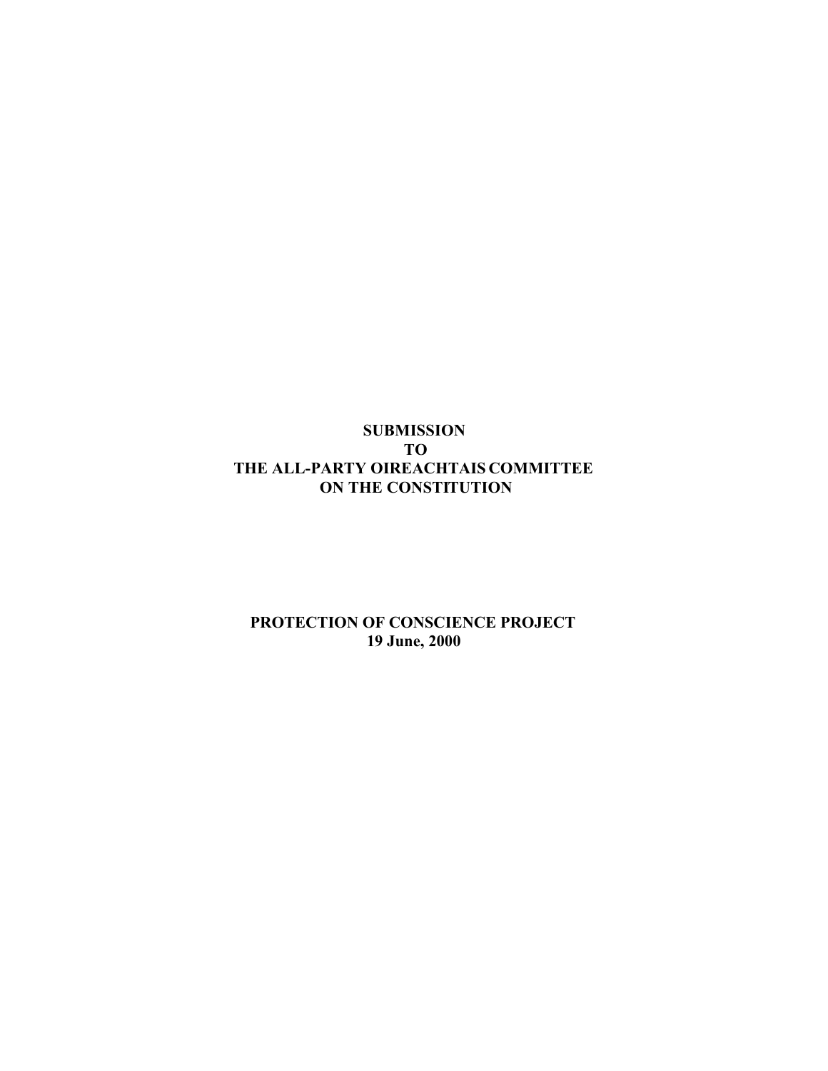# SUBMISSION
# TO
# THE ALL-PARTY OIREACHTAIS COMMITTEE
# ON THE CONSTITUTION

**PROTECTION OF CONSCIENCE PROJECT**
**19 June, 2000**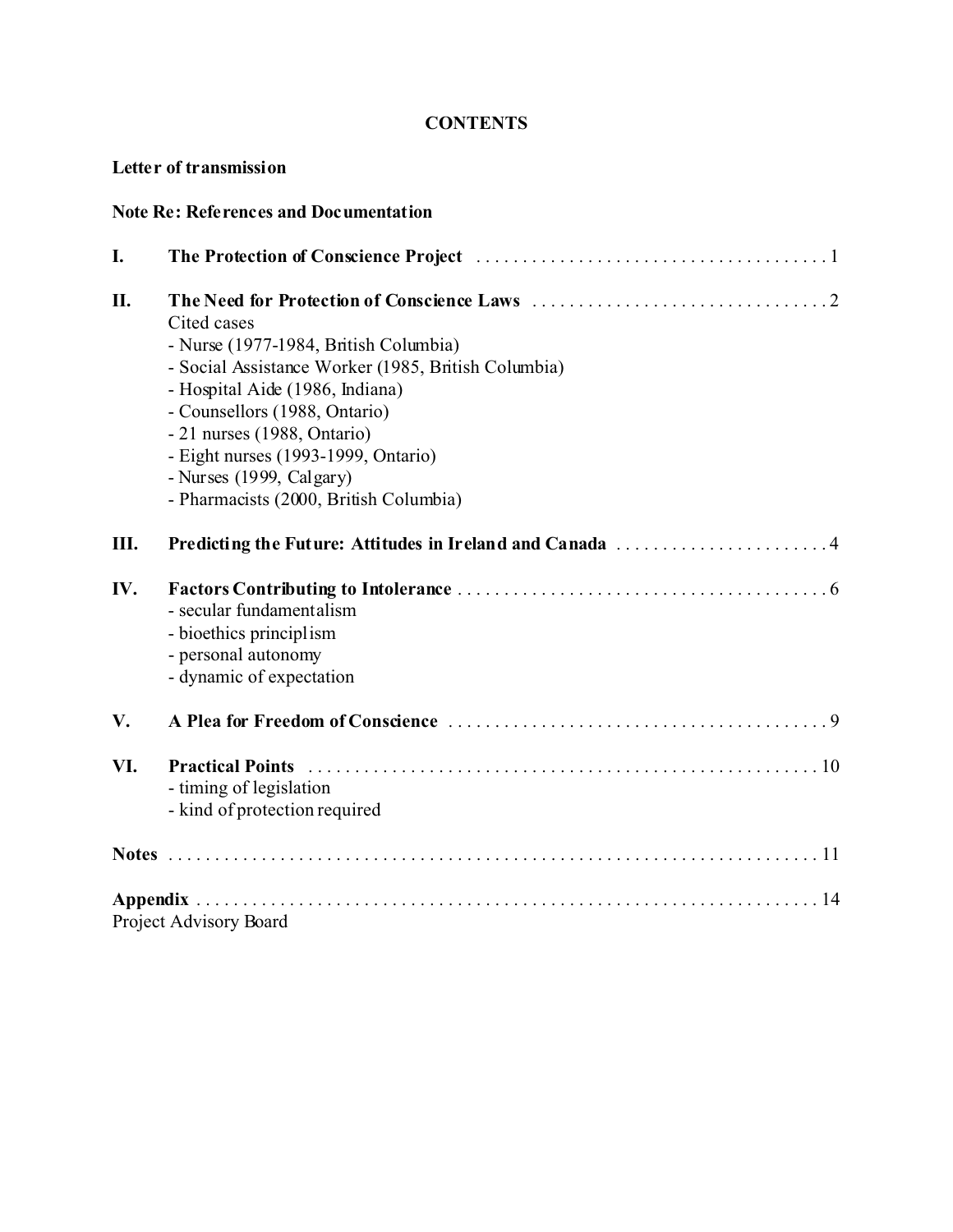## CONTENTS

**Letter of transmission**

**Note Re: References and Documentation**

| | | |
|---|---|---|
| **I.** | **The Protection of Conscience Project** | 1 |
| **II.** | **The Need for Protection of Conscience Laws**<br>Cited cases<br>- Nurse (1977-1984, British Columbia)<br>- Social Assistance Worker (1985, British Columbia)<br>- Hospital Aide (1986, Indiana)<br>- Counsellors (1988, Ontario)<br>- 21 nurses (1988, Ontario)<br>- Eight nurses (1993-1999, Ontario)<br>- Nurses (1999, Calgary)<br>- Pharmacists (2000, British Columbia) | 2 |
| **III.** | **Predicting the Future: Attitudes in Ireland and Canada** | 4 |
| **IV.** | **Factors Contributing to Intolerance**<br>- secular fundamentalism<br>- bioethics principlism<br>- personal autonomy<br>- dynamic of expectation | 6 |
| **V.** | **A Plea for Freedom of Conscience** | 9 |
| **VI.** | **Practical Points**<br>- timing of legislation<br>- kind of protection required | 10 |
| **Notes** | | 11 |
| **Appendix**<br>Project Advisory Board | | 14 |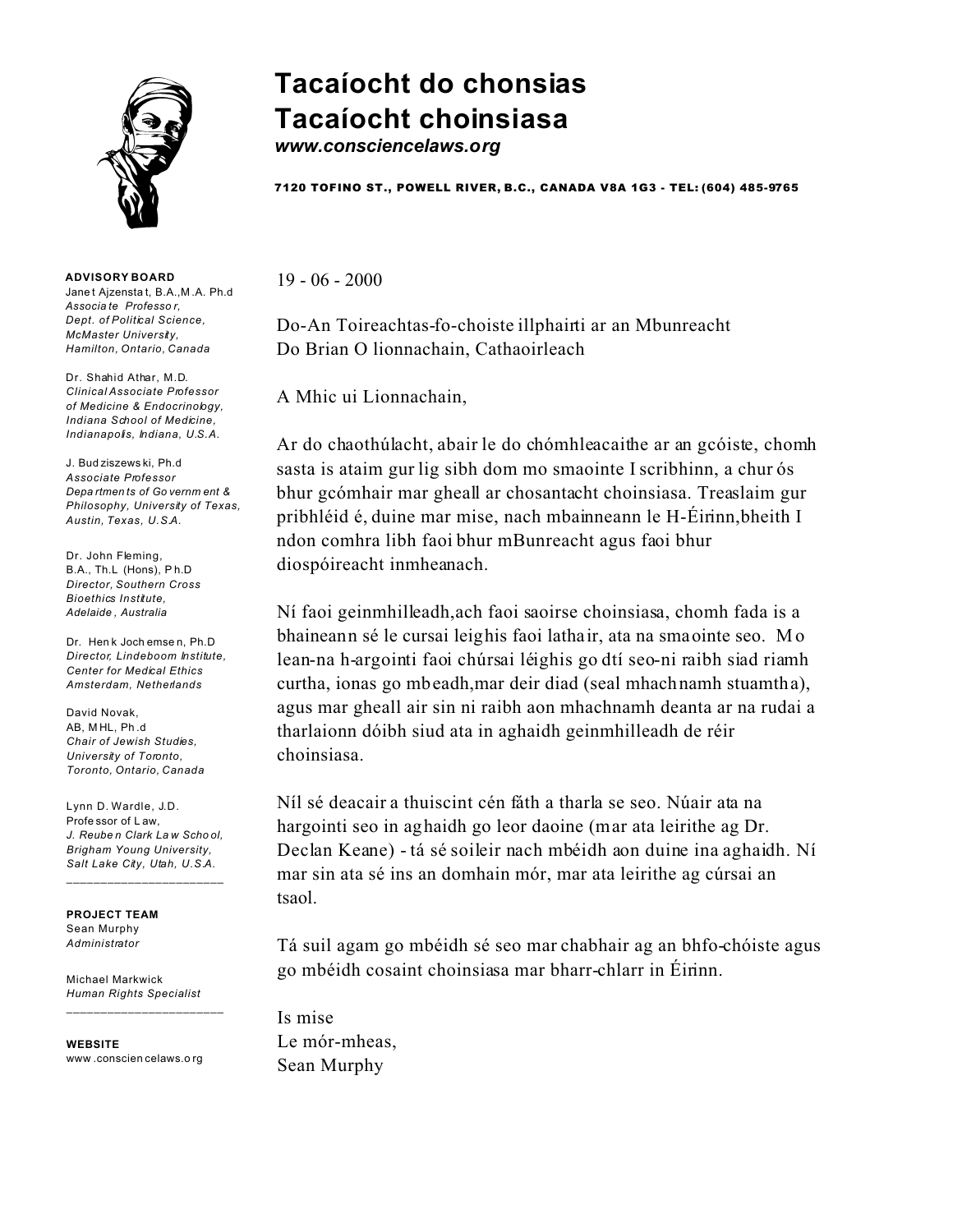# Tacaíocht do chonsias
# Tacaíocht choinsiasa

***www.consciencelaws.org***

**7120 TOFINO ST., POWELL RIVER, B.C., CANADA V8A 1G3 - TEL: (604) 485-9765**

**ADVISORY BOARD**

Janet Ajzenstat, B.A.,M.A. Ph.d
*Associate Professor,*
*Dept. of Political Science,*
*McMaster University,*
*Hamilton, Ontario, Canada*

Dr. Shahid Athar, M.D.
*Clinical Associate Professor*
*of Medicine & Endocrinology,*
*Indiana School of Medicine,*
*Indianapolis, Indiana, U.S.A.*

J. Budziszewski, Ph.d
*Associate Professor*
*Departments of Government &*
*Philosophy, University of Texas,*
*Austin, Texas, U.S.A.*

Dr. John Fleming,
B.A., Th.L (Hons), Ph.D
*Director, Southern Cross*
*Bioethics Institute,*
*Adelaide, Australia*

Dr. Henk Jochemsen, Ph.D
*Director, Lindeboom Institute,*
*Center for Medical Ethics*
*Amsterdam, Netherlands*

David Novak,
AB, MHL, Ph.d
*Chair of Jewish Studies,*
*University of Toronto,*
*Toronto, Ontario, Canada*

Lynn D. Wardle, J.D.
Professor of Law,
*J. Reuben Clark Law School,*
*Brigham Young University,*
*Salt Lake City, Utah, U.S.A.*

**PROJECT TEAM**

Sean Murphy
*Administrator*

Michael Markwick
*Human Rights Specialist*

**WEBSITE**

www.consciencelaws.org

---

19 - 06 - 2000

Do-An Toireachtas-fo-choiste illphairti ar an Mbunreacht
Do Brian O lionnachain, Cathaoirleach

A Mhic ui Lionnachain,

Ar do chaothúlacht, abair le do chómhleacaithe ar an gcóiste, chomh sasta is ataim gur lig sibh dom mo smaointe I scribhinn, a chur ós bhur gcómhair mar gheall ar chosantacht choinsiasa. Treaslaim gur pribhléid é, duine mar mise, nach mbainneann le H-Éirinn,bheith I ndon comhra libh faoi bhur mBunreacht agus faoi bhur diospóireacht inmheanach.

Ní faoi geinmhilleadh,ach faoi saoirse choinsiasa, chomh fada is a bhaineann sé le cursai leighis faoi lathair, ata na smaointe seo. Mo lean-na h-argointi faoi chúrsai léighis go dtí seo-ni raibh siad riamh curtha, ionas go mbeadh,mar deir diad (seal mhachnamh stuamtha), agus mar gheall air sin ni raibh aon mhachnamh deanta ar na rudai a tharlaionn dóibh siud ata in aghaidh geinmhilleadh de réir choinsiasa.

Níl sé deacair a thuiscint cén fáth a tharla se seo. Núair ata na hargointi seo in aghaidh go leor daoine (mar ata leirithe ag Dr. Declan Keane) - tá sé soileir nach mbéidh aon duine ina aghaidh. Ní mar sin ata sé ins an domhain mór, mar ata leirithe ag cúrsai an tsaol.

Tá suil agam go mbéidh sé seo mar chabhair ag an bhfo-chóiste agus go mbéidh cosaint choinsiasa mar bharr-chlarr in Éirinn.

Is mise
Le mór-mheas,
Sean Murphy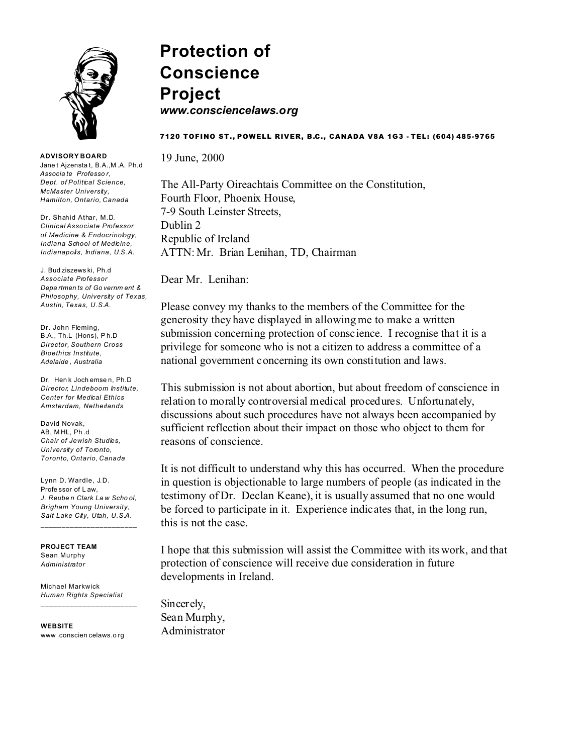# Protection of Conscience Project

***www.consciencelaws.org***

**7120 TOFINO ST., POWELL RIVER, B.C., CANADA V8A 1G3 - TEL: (604) 485-9765**

**ADVISORY BOARD**

Janet Ajzenstat, B.A.,M.A. Ph.d
*Associate Professor, Dept. of Political Science, McMaster University, Hamilton, Ontario, Canada*

Dr. Shahid Athar, M.D.
*Clinical Associate Professor of Medicine & Endocrinology, Indiana School of Medicine, Indianapolis, Indiana, U.S.A.*

J. Budziszewski, Ph.d
*Associate Professor Departments of Government & Philosophy, University of Texas, Austin, Texas, U.S.A.*

Dr. John Fleming, B.A., Th.L (Hons), Ph.D
*Director, Southern Cross Bioethics Institute, Adelaide, Australia*

Dr. Henk Jochemsen, Ph.D
*Director, Lindeboom Institute, Center for Medical Ethics Amsterdam, Netherlands*

David Novak, AB, MHL, Ph.d
*Chair of Jewish Studies, University of Toronto, Toronto, Ontario, Canada*

Lynn D. Wardle, J.D.
Professor of Law,
*J. Reuben Clark Law School, Brigham Young University, Salt Lake City, Utah, U.S.A.*

**PROJECT TEAM**

Sean Murphy
*Administrator*

Michael Markwick
*Human Rights Specialist*

**WEBSITE**

www.consciencelaws.org

---

19 June, 2000

The All-Party Oireachtais Committee on the Constitution,
Fourth Floor, Phoenix House,
7-9 South Leinster Streets,
Dublin 2
Republic of Ireland
ATTN: Mr. Brian Lenihan, TD, Chairman

Dear Mr. Lenihan:

Please convey my thanks to the members of the Committee for the generosity they have displayed in allowing me to make a written submission concerning protection of conscience. I recognise that it is a privilege for someone who is not a citizen to address a committee of a national government concerning its own constitution and laws.

This submission is not about abortion, but about freedom of conscience in relation to morally controversial medical procedures. Unfortunately, discussions about such procedures have not always been accompanied by sufficient reflection about their impact on those who object to them for reasons of conscience.

It is not difficult to understand why this has occurred. When the procedure in question is objectionable to large numbers of people (as indicated in the testimony of Dr. Declan Keane), it is usually assumed that no one would be forced to participate in it. Experience indicates that, in the long run, this is not the case.

I hope that this submission will assist the Committee with its work, and that protection of conscience will receive due consideration in future developments in Ireland.

Sincerely,
Sean Murphy,
Administrator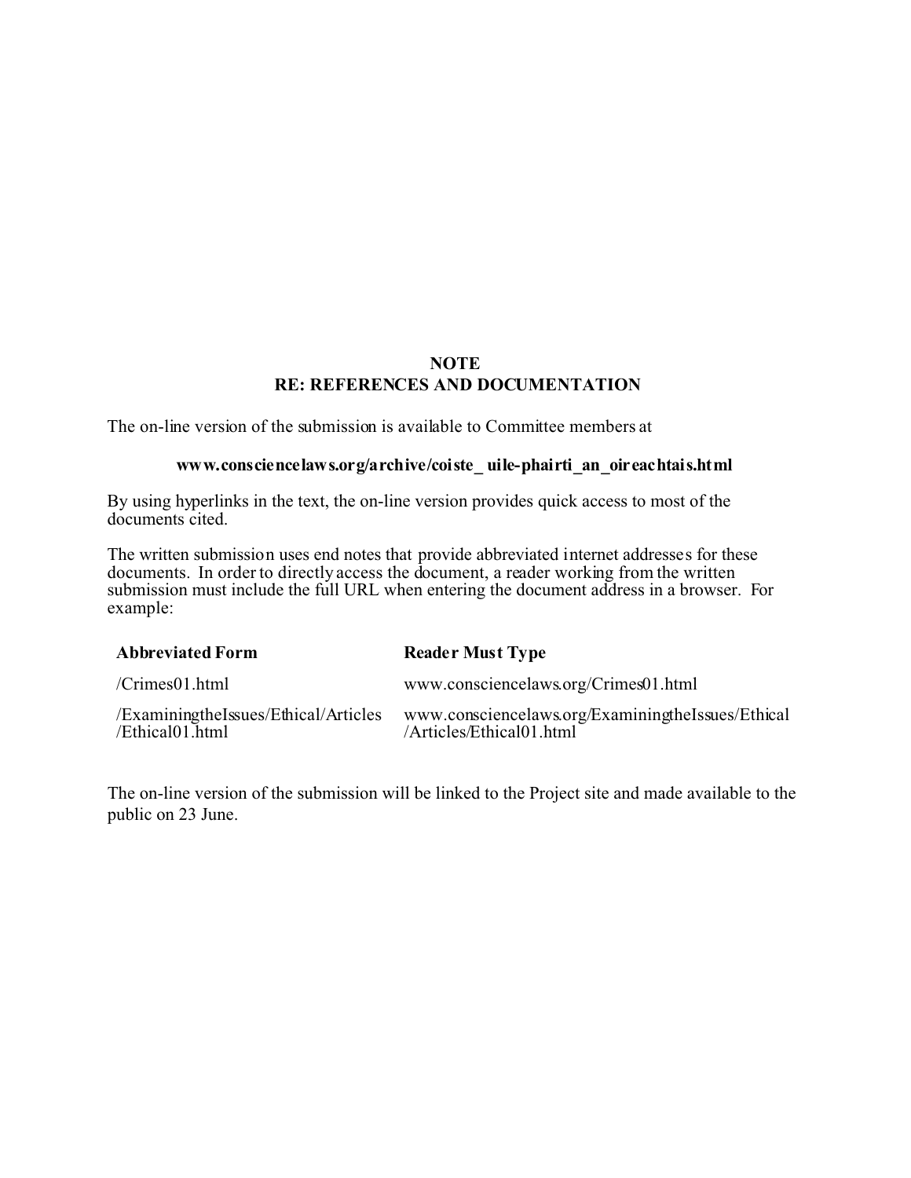**NOTE**
**RE: REFERENCES AND DOCUMENTATION**

The on-line version of the submission is available to Committee members at

**www.consciencelaws.org/archive/coiste_ uile-phairti_an_oireachtais.html**

By using hyperlinks in the text, the on-line version provides quick access to most of the documents cited.

The written submission uses end notes that provide abbreviated internet addresses for these documents. In order to directly access the document, a reader working from the written submission must include the full URL when entering the document address in a browser. For example:

| **Abbreviated Form** | **Reader Must Type** |
|---|---|
| /Crimes01.html | www.consciencelaws.org/Crimes01.html |
| /ExaminingtheIssues/Ethical/Articles /Ethical01.html | www.consciencelaws.org/ExaminingtheIssues/Ethical /Articles/Ethical01.html |

The on-line version of the submission will be linked to the Project site and made available to the public on 23 June.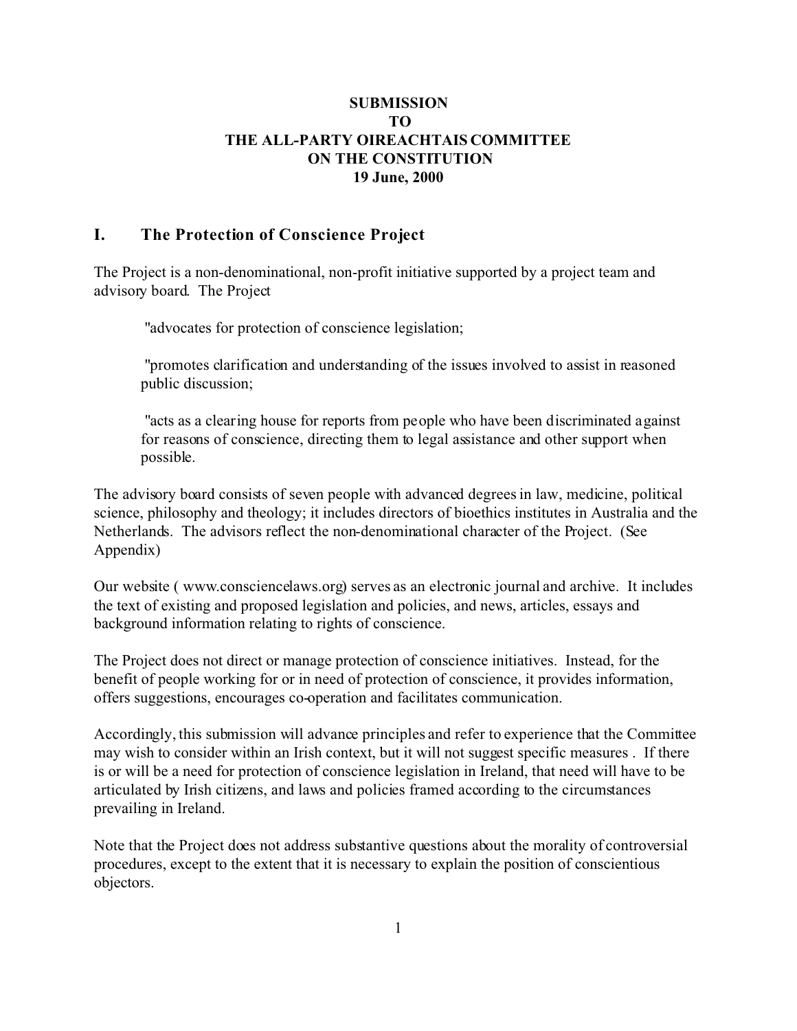**SUBMISSION**
**TO**
**THE ALL-PARTY OIREACHTAIS COMMITTEE**
**ON THE CONSTITUTION**
**19 June, 2000**

## I. The Protection of Conscience Project

The Project is a non-denominational, non-profit initiative supported by a project team and advisory board. The Project

> "advocates for protection of conscience legislation;
>
> "promotes clarification and understanding of the issues involved to assist in reasoned public discussion;
>
> "acts as a clearing house for reports from people who have been discriminated against for reasons of conscience, directing them to legal assistance and other support when possible.

The advisory board consists of seven people with advanced degrees in law, medicine, political science, philosophy and theology; it includes directors of bioethics institutes in Australia and the Netherlands. The advisors reflect the non-denominational character of the Project. (See Appendix)

Our website ( www.consciencelaws.org) serves as an electronic journal and archive. It includes the text of existing and proposed legislation and policies, and news, articles, essays and background information relating to rights of conscience.

The Project does not direct or manage protection of conscience initiatives. Instead, for the benefit of people working for or in need of protection of conscience, it provides information, offers suggestions, encourages co-operation and facilitates communication.

Accordingly, this submission will advance principles and refer to experience that the Committee may wish to consider within an Irish context, but it will not suggest specific measures . If there is or will be a need for protection of conscience legislation in Ireland, that need will have to be articulated by Irish citizens, and laws and policies framed according to the circumstances prevailing in Ireland.

Note that the Project does not address substantive questions about the morality of controversial procedures, except to the extent that it is necessary to explain the position of conscientious objectors.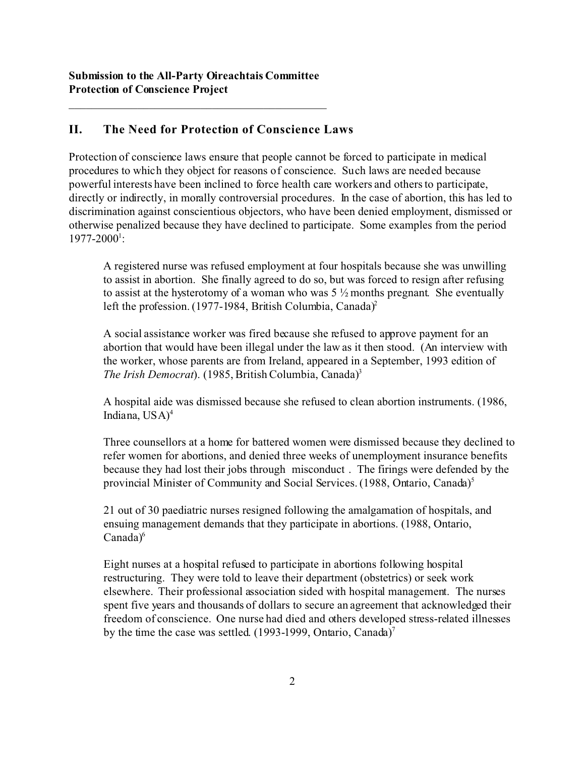## II. The Need for Protection of Conscience Laws

Protection of conscience laws ensure that people cannot be forced to participate in medical procedures to which they object for reasons of conscience. Such laws are needed because powerful interests have been inclined to force health care workers and others to participate, directly or indirectly, in morally controversial procedures. In the case of abortion, this has led to discrimination against conscientious objectors, who have been denied employment, dismissed or otherwise penalized because they have declined to participate. Some examples from the period 1977-2000[1]:

> A registered nurse was refused employment at four hospitals because she was unwilling to assist in abortion. She finally agreed to do so, but was forced to resign after refusing to assist at the hysterotomy of a woman who was 5 ½ months pregnant. She eventually left the profession. (1977-1984, British Columbia, Canada)[2]
>
> A social assistance worker was fired because she refused to approve payment for an abortion that would have been illegal under the law as it then stood. (An interview with the worker, whose parents are from Ireland, appeared in a September, 1993 edition of *The Irish Democrat*). (1985, British Columbia, Canada)[3]
>
> A hospital aide was dismissed because she refused to clean abortion instruments. (1986, Indiana, USA)[4]
>
> Three counsellors at a home for battered women were dismissed because they declined to refer women for abortions, and denied three weeks of unemployment insurance benefits because they had lost their jobs through misconduct . The firings were defended by the provincial Minister of Community and Social Services. (1988, Ontario, Canada)[5]
>
> 21 out of 30 paediatric nurses resigned following the amalgamation of hospitals, and ensuing management demands that they participate in abortions. (1988, Ontario, Canada)[6]
>
> Eight nurses at a hospital refused to participate in abortions following hospital restructuring. They were told to leave their department (obstetrics) or seek work elsewhere. Their professional association sided with hospital management. The nurses spent five years and thousands of dollars to secure an agreement that acknowledged their freedom of conscience. One nurse had died and others developed stress-related illnesses by the time the case was settled. (1993-1999, Ontario, Canada)[7]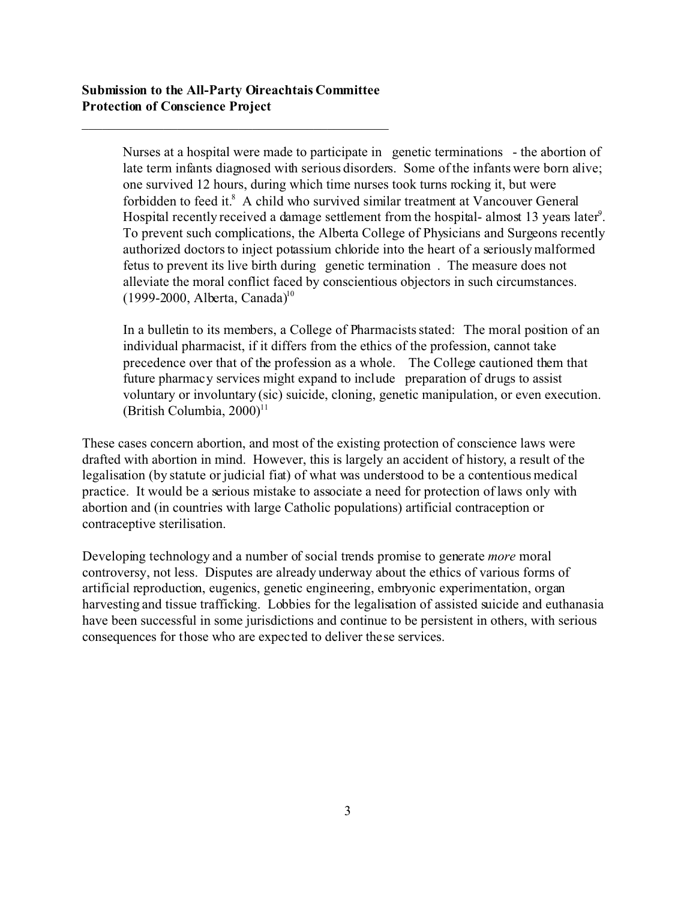Nurses at a hospital were made to participate in genetic terminations - the abortion of late term infants diagnosed with serious disorders. Some of the infants were born alive; one survived 12 hours, during which time nurses took turns rocking it, but were forbidden to feed it.[8] A child who survived similar treatment at Vancouver General Hospital recently received a damage settlement from the hospital- almost 13 years later[9]. To prevent such complications, the Alberta College of Physicians and Surgeons recently authorized doctors to inject potassium chloride into the heart of a seriously malformed fetus to prevent its live birth during genetic termination . The measure does not alleviate the moral conflict faced by conscientious objectors in such circumstances. (1999-2000, Alberta, Canada)[10]

In a bulletin to its members, a College of Pharmacists stated: The moral position of an individual pharmacist, if it differs from the ethics of the profession, cannot take precedence over that of the profession as a whole. The College cautioned them that future pharmacy services might expand to include preparation of drugs to assist voluntary or involuntary (sic) suicide, cloning, genetic manipulation, or even execution. (British Columbia, 2000)[11]

These cases concern abortion, and most of the existing protection of conscience laws were drafted with abortion in mind. However, this is largely an accident of history, a result of the legalisation (by statute or judicial fiat) of what was understood to be a contentious medical practice. It would be a serious mistake to associate a need for protection of laws only with abortion and (in countries with large Catholic populations) artificial contraception or contraceptive sterilisation.

Developing technology and a number of social trends promise to generate *more* moral controversy, not less. Disputes are already underway about the ethics of various forms of artificial reproduction, eugenics, genetic engineering, embryonic experimentation, organ harvesting and tissue trafficking. Lobbies for the legalisation of assisted suicide and euthanasia have been successful in some jurisdictions and continue to be persistent in others, with serious consequences for those who are expected to deliver these services.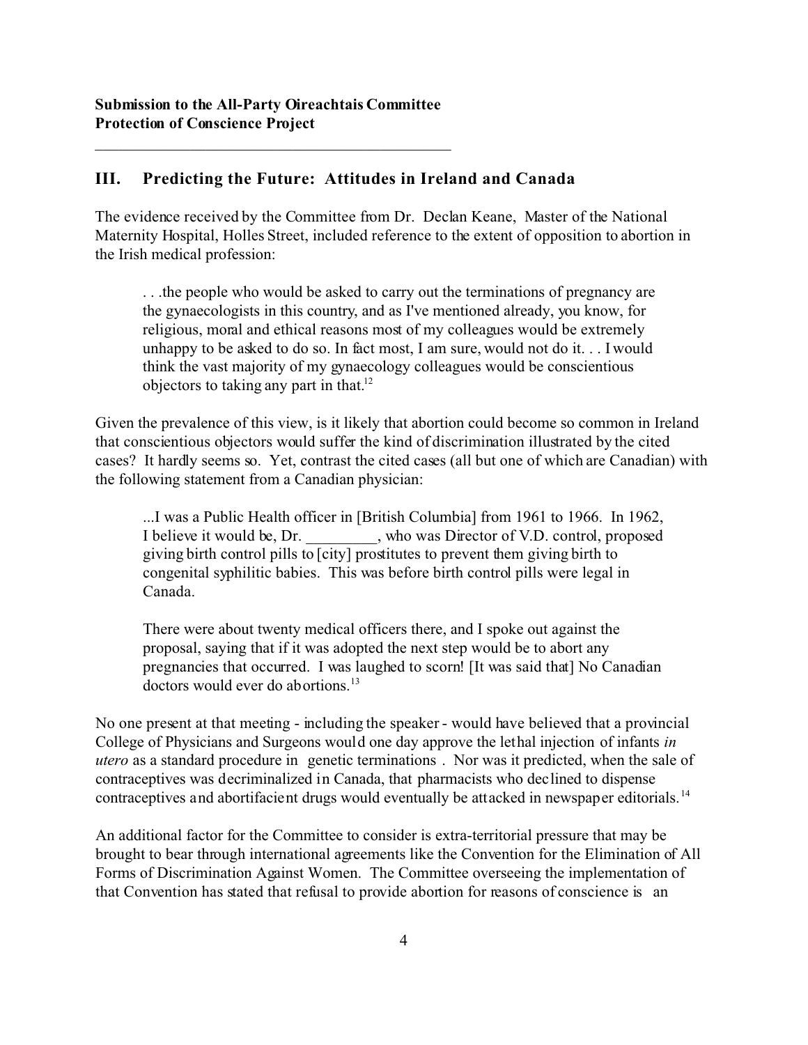## III. Predicting the Future: Attitudes in Ireland and Canada

The evidence received by the Committee from Dr. Declan Keane, Master of the National Maternity Hospital, Holles Street, included reference to the extent of opposition to abortion in the Irish medical profession:

> . . .the people who would be asked to carry out the terminations of pregnancy are the gynaecologists in this country, and as I've mentioned already, you know, for religious, moral and ethical reasons most of my colleagues would be extremely unhappy to be asked to do so. In fact most, I am sure, would not do it. . . I would think the vast majority of my gynaecology colleagues would be conscientious objectors to taking any part in that.[12]

Given the prevalence of this view, is it likely that abortion could become so common in Ireland that conscientious objectors would suffer the kind of discrimination illustrated by the cited cases? It hardly seems so. Yet, contrast the cited cases (all but one of which are Canadian) with the following statement from a Canadian physician:

> ...I was a Public Health officer in [British Columbia] from 1961 to 1966. In 1962, I believe it would be, Dr. _________, who was Director of V.D. control, proposed giving birth control pills to [city] prostitutes to prevent them giving birth to congenital syphilitic babies. This was before birth control pills were legal in Canada.
>
> There were about twenty medical officers there, and I spoke out against the proposal, saying that if it was adopted the next step would be to abort any pregnancies that occurred. I was laughed to scorn! [It was said that] No Canadian doctors would ever do abortions.[13]

No one present at that meeting - including the speaker - would have believed that a provincial College of Physicians and Surgeons would one day approve the lethal injection of infants *in utero* as a standard procedure in genetic terminations . Nor was it predicted, when the sale of contraceptives was decriminalized in Canada, that pharmacists who declined to dispense contraceptives and abortifacient drugs would eventually be attacked in newspaper editorials.[14]

An additional factor for the Committee to consider is extra-territorial pressure that may be brought to bear through international agreements like the Convention for the Elimination of All Forms of Discrimination Against Women. The Committee overseeing the implementation of that Convention has stated that refusal to provide abortion for reasons of conscience is an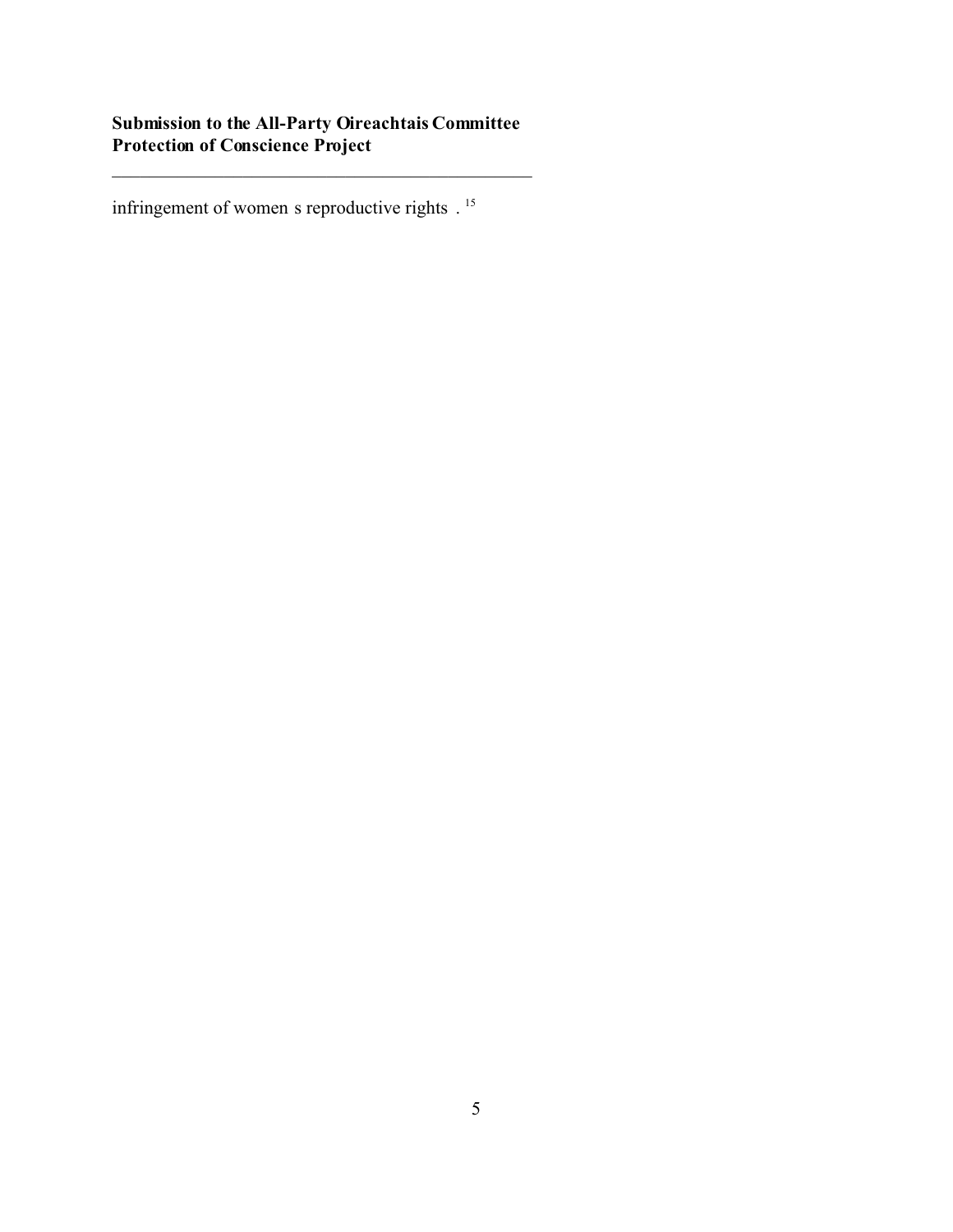infringement of women s reproductive rights .[15]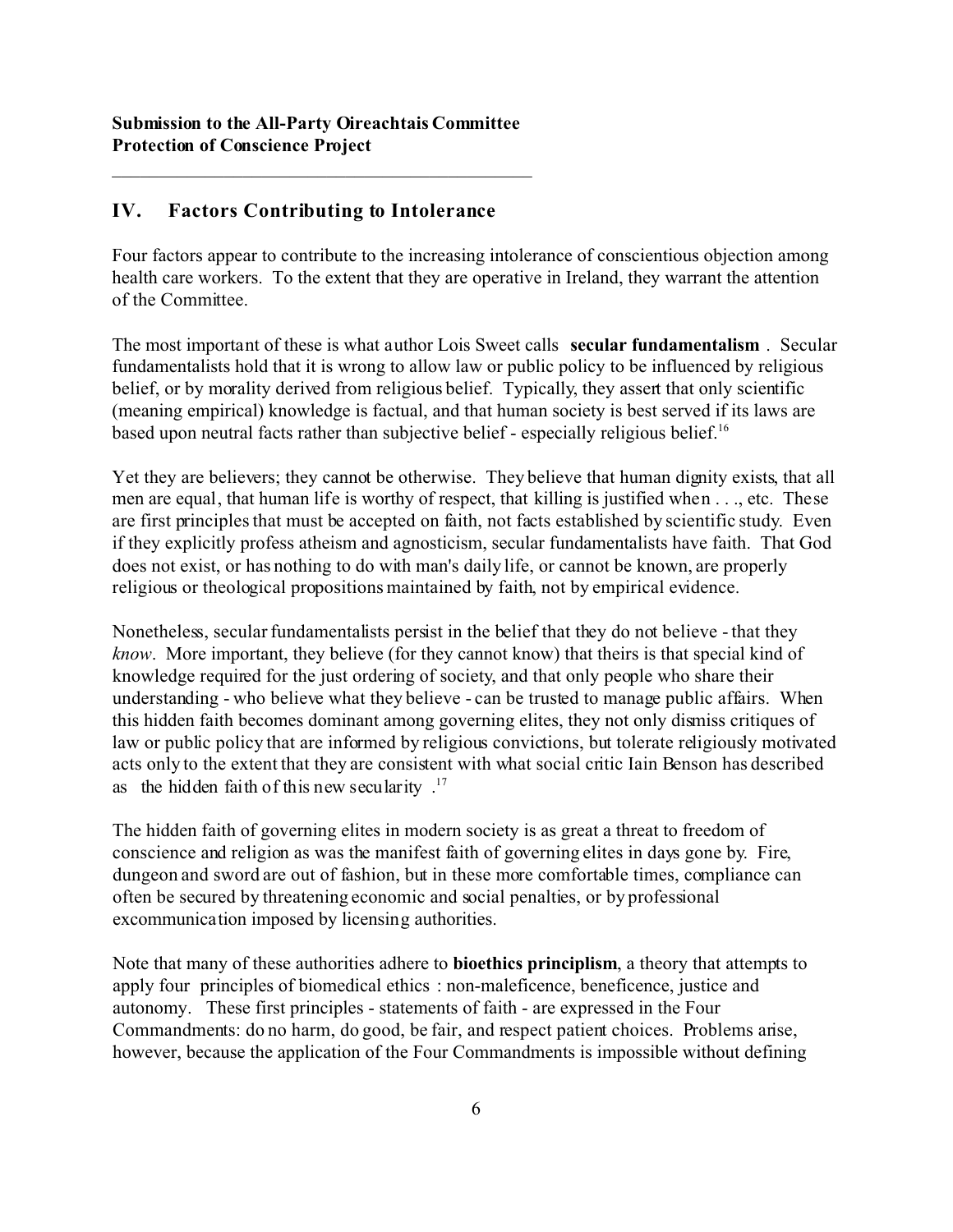## IV. Factors Contributing to Intolerance

Four factors appear to contribute to the increasing intolerance of conscientious objection among health care workers. To the extent that they are operative in Ireland, they warrant the attention of the Committee.

The most important of these is what author Lois Sweet calls **secular fundamentalism** . Secular fundamentalists hold that it is wrong to allow law or public policy to be influenced by religious belief, or by morality derived from religious belief. Typically, they assert that only scientific (meaning empirical) knowledge is factual, and that human society is best served if its laws are based upon neutral facts rather than subjective belief - especially religious belief.[16]

Yet they are believers; they cannot be otherwise. They believe that human dignity exists, that all men are equal, that human life is worthy of respect, that killing is justified when . . ., etc. These are first principles that must be accepted on faith, not facts established by scientific study. Even if they explicitly profess atheism and agnosticism, secular fundamentalists have faith. That God does not exist, or has nothing to do with man's daily life, or cannot be known, are properly religious or theological propositions maintained by faith, not by empirical evidence.

Nonetheless, secular fundamentalists persist in the belief that they do not believe - that they *know*. More important, they believe (for they cannot know) that theirs is that special kind of knowledge required for the just ordering of society, and that only people who share their understanding - who believe what they believe - can be trusted to manage public affairs. When this hidden faith becomes dominant among governing elites, they not only dismiss critiques of law or public policy that are informed by religious convictions, but tolerate religiously motivated acts only to the extent that they are consistent with what social critic Iain Benson has described as the hidden faith of this new secularity .[17]

The hidden faith of governing elites in modern society is as great a threat to freedom of conscience and religion as was the manifest faith of governing elites in days gone by. Fire, dungeon and sword are out of fashion, but in these more comfortable times, compliance can often be secured by threatening economic and social penalties, or by professional excommunication imposed by licensing authorities.

Note that many of these authorities adhere to **bioethics principlism**, a theory that attempts to apply four principles of biomedical ethics : non-maleficence, beneficence, justice and autonomy. These first principles - statements of faith - are expressed in the Four Commandments: do no harm, do good, be fair, and respect patient choices. Problems arise, however, because the application of the Four Commandments is impossible without defining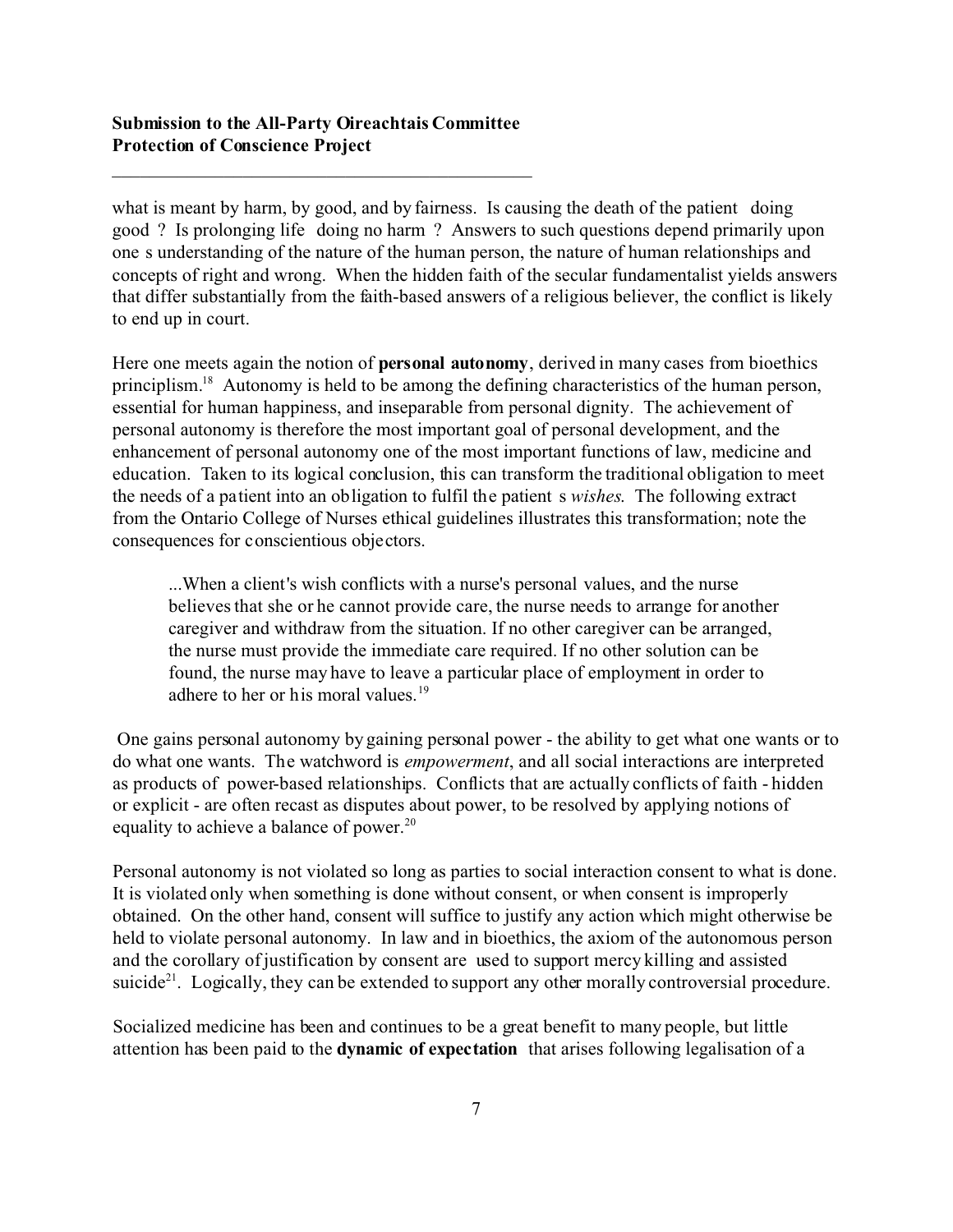what is meant by harm, by good, and by fairness. Is causing the death of the patient doing good ? Is prolonging life doing no harm ? Answers to such questions depend primarily upon one s understanding of the nature of the human person, the nature of human relationships and concepts of right and wrong. When the hidden faith of the secular fundamentalist yields answers that differ substantially from the faith-based answers of a religious believer, the conflict is likely to end up in court.

Here one meets again the notion of **personal autonomy**, derived in many cases from bioethics principlism.[18] Autonomy is held to be among the defining characteristics of the human person, essential for human happiness, and inseparable from personal dignity. The achievement of personal autonomy is therefore the most important goal of personal development, and the enhancement of personal autonomy one of the most important functions of law, medicine and education. Taken to its logical conclusion, this can transform the traditional obligation to meet the needs of a patient into an obligation to fulfil the patient s *wishes*. The following extract from the Ontario College of Nurses ethical guidelines illustrates this transformation; note the consequences for conscientious objectors.

> ...When a client's wish conflicts with a nurse's personal values, and the nurse believes that she or he cannot provide care, the nurse needs to arrange for another caregiver and withdraw from the situation. If no other caregiver can be arranged, the nurse must provide the immediate care required. If no other solution can be found, the nurse may have to leave a particular place of employment in order to adhere to her or his moral values.[19]

One gains personal autonomy by gaining personal power - the ability to get what one wants or to do what one wants. The watchword is *empowerment*, and all social interactions are interpreted as products of power-based relationships. Conflicts that are actually conflicts of faith - hidden or explicit - are often recast as disputes about power, to be resolved by applying notions of equality to achieve a balance of power.[20]

Personal autonomy is not violated so long as parties to social interaction consent to what is done. It is violated only when something is done without consent, or when consent is improperly obtained. On the other hand, consent will suffice to justify any action which might otherwise be held to violate personal autonomy. In law and in bioethics, the axiom of the autonomous person and the corollary of justification by consent are used to support mercy killing and assisted suicide[21]. Logically, they can be extended to support any other morally controversial procedure.

Socialized medicine has been and continues to be a great benefit to many people, but little attention has been paid to the **dynamic of expectation** that arises following legalisation of a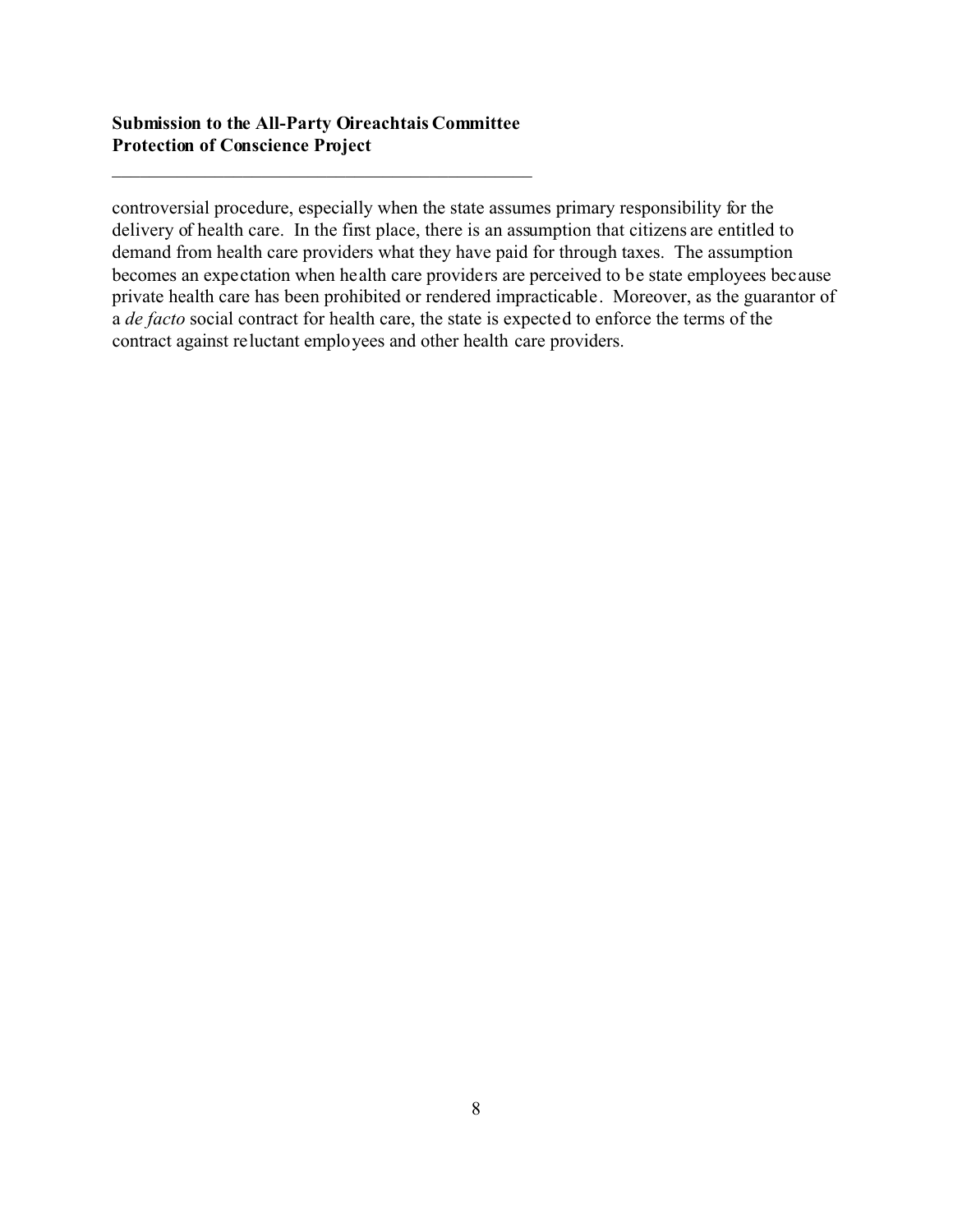controversial procedure, especially when the state assumes primary responsibility for the delivery of health care. In the first place, there is an assumption that citizens are entitled to demand from health care providers what they have paid for through taxes. The assumption becomes an expectation when health care providers are perceived to be state employees because private health care has been prohibited or rendered impracticable. Moreover, as the guarantor of a *de facto* social contract for health care, the state is expected to enforce the terms of the contract against reluctant employees and other health care providers.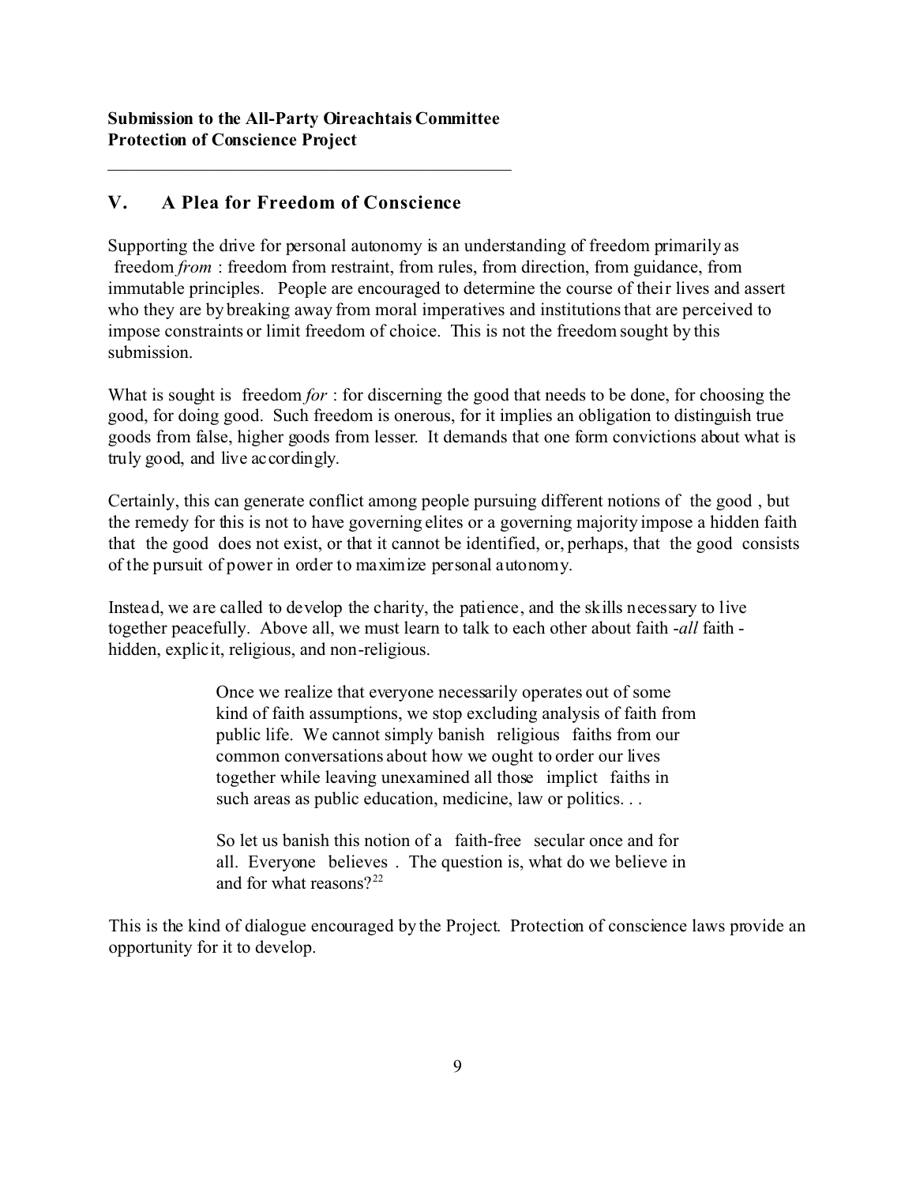## V. A Plea for Freedom of Conscience

Supporting the drive for personal autonomy is an understanding of freedom primarily as freedom *from* : freedom from restraint, from rules, from direction, from guidance, from immutable principles. People are encouraged to determine the course of their lives and assert who they are by breaking away from moral imperatives and institutions that are perceived to impose constraints or limit freedom of choice. This is not the freedom sought by this submission.

What is sought is freedom *for* : for discerning the good that needs to be done, for choosing the good, for doing good. Such freedom is onerous, for it implies an obligation to distinguish true goods from false, higher goods from lesser. It demands that one form convictions about what is truly good, and live accordingly.

Certainly, this can generate conflict among people pursuing different notions of the good , but the remedy for this is not to have governing elites or a governing majority impose a hidden faith that the good does not exist, or that it cannot be identified, or, perhaps, that the good consists of the pursuit of power in order to maximize personal autonomy.

Instead, we are called to develop the charity, the patience, and the skills necessary to live together peacefully. Above all, we must learn to talk to each other about faith -*all* faith - hidden, explicit, religious, and non-religious.

> Once we realize that everyone necessarily operates out of some kind of faith assumptions, we stop excluding analysis of faith from public life. We cannot simply banish religious faiths from our common conversations about how we ought to order our lives together while leaving unexamined all those implict faiths in such areas as public education, medicine, law or politics. . .
>
> So let us banish this notion of a faith-free secular once and for all. Everyone believes . The question is, what do we believe in and for what reasons?[22]

This is the kind of dialogue encouraged by the Project. Protection of conscience laws provide an opportunity for it to develop.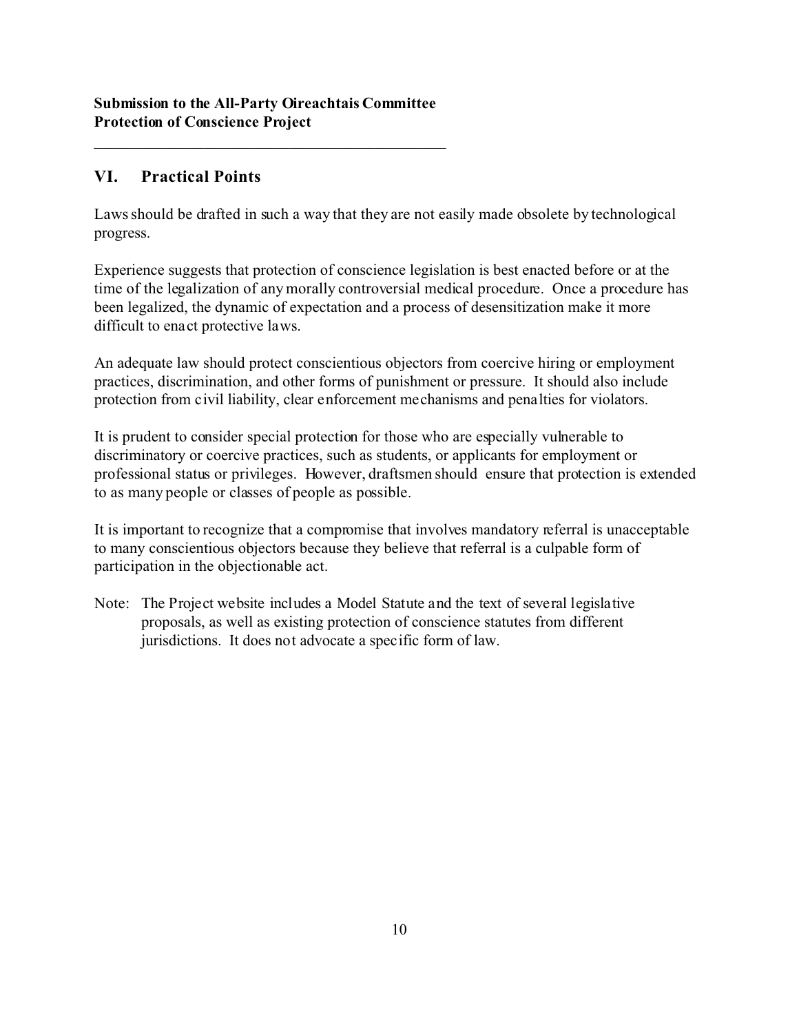## VI. Practical Points

Laws should be drafted in such a way that they are not easily made obsolete by technological progress.

Experience suggests that protection of conscience legislation is best enacted before or at the time of the legalization of any morally controversial medical procedure. Once a procedure has been legalized, the dynamic of expectation and a process of desensitization make it more difficult to enact protective laws.

An adequate law should protect conscientious objectors from coercive hiring or employment practices, discrimination, and other forms of punishment or pressure. It should also include protection from civil liability, clear enforcement mechanisms and penalties for violators.

It is prudent to consider special protection for those who are especially vulnerable to discriminatory or coercive practices, such as students, or applicants for employment or professional status or privileges. However, draftsmen should ensure that protection is extended to as many people or classes of people as possible.

It is important to recognize that a compromise that involves mandatory referral is unacceptable to many conscientious objectors because they believe that referral is a culpable form of participation in the objectionable act.

Note: The Project website includes a Model Statute and the text of several legislative proposals, as well as existing protection of conscience statutes from different jurisdictions. It does not advocate a specific form of law.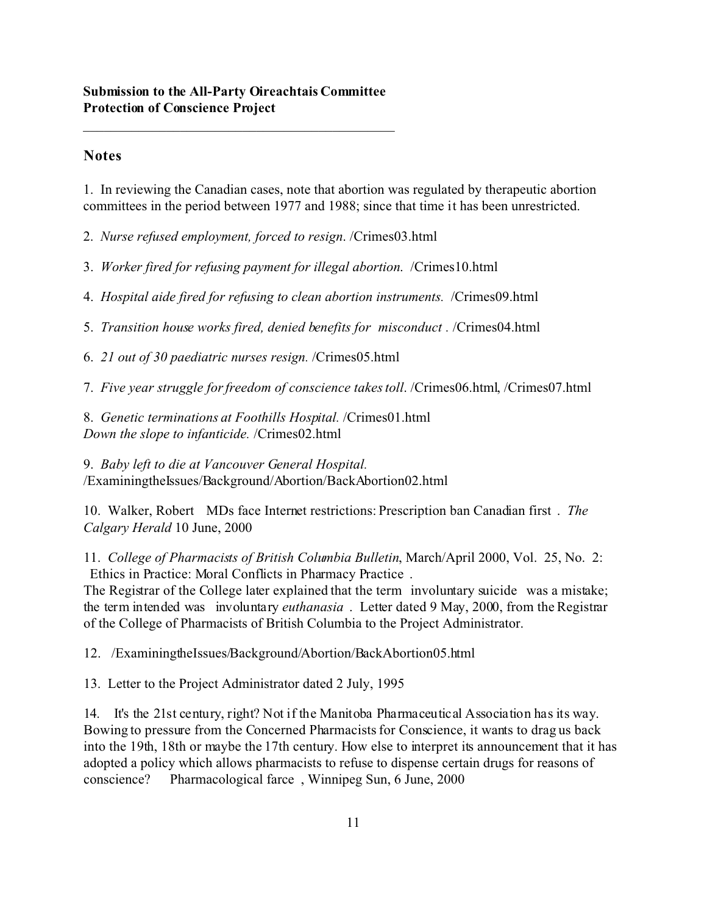**Submission to the All-Party Oireachtais Committee**
**Protection of Conscience Project**

---

## Notes

1. In reviewing the Canadian cases, note that abortion was regulated by therapeutic abortion committees in the period between 1977 and 1988; since that time it has been unrestricted.

2. *Nurse refused employment, forced to resign*. /Crimes03.html

3. *Worker fired for refusing payment for illegal abortion.* /Crimes10.html

4. *Hospital aide fired for refusing to clean abortion instruments.* /Crimes09.html

5. *Transition house works fired, denied benefits for misconduct* . /Crimes04.html

6. *21 out of 30 paediatric nurses resign.* /Crimes05.html

7. *Five year struggle for freedom of conscience takes toll*. /Crimes06.html, /Crimes07.html

8. *Genetic terminations at Foothills Hospital.* /Crimes01.html
*Down the slope to infanticide.* /Crimes02.html

9. *Baby left to die at Vancouver General Hospital.*
/ExaminingtheIssues/Background/Abortion/BackAbortion02.html

10. Walker, Robert MDs face Internet restrictions: Prescription ban Canadian first . *The Calgary Herald* 10 June, 2000

11. *College of Pharmacists of British Columbia Bulletin*, March/April 2000, Vol. 25, No. 2: Ethics in Practice: Moral Conflicts in Pharmacy Practice .
The Registrar of the College later explained that the term involuntary suicide was a mistake; the term intended was involuntary *euthanasia* . Letter dated 9 May, 2000, from the Registrar of the College of Pharmacists of British Columbia to the Project Administrator.

12. /ExaminingtheIssues/Background/Abortion/BackAbortion05.html

13. Letter to the Project Administrator dated 2 July, 1995

14. It's the 21st century, right? Not if the Manitoba Pharmaceutical Association has its way. Bowing to pressure from the Concerned Pharmacists for Conscience, it wants to drag us back into the 19th, 18th or maybe the 17th century. How else to interpret its announcement that it has adopted a policy which allows pharmacists to refuse to dispense certain drugs for reasons of conscience? Pharmacological farce , Winnipeg Sun, 6 June, 2000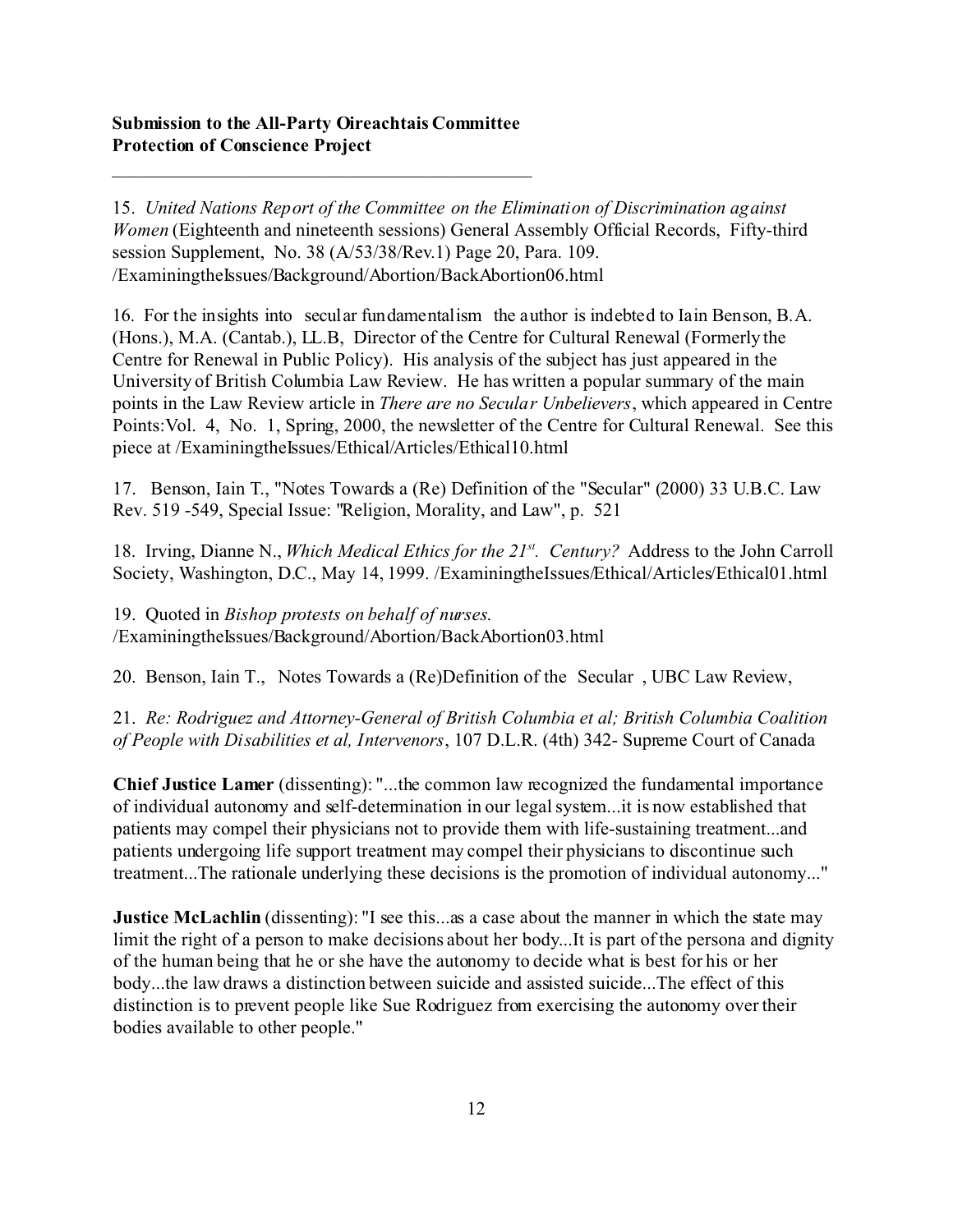15. *United Nations Report of the Committee on the Elimination of Discrimination against Women* (Eighteenth and nineteenth sessions) General Assembly Official Records, Fifty-third session Supplement, No. 38 (A/53/38/Rev.1) Page 20, Para. 109. /ExaminingtheIssues/Background/Abortion/BackAbortion06.html

16. For the insights into secular fundamentalism the author is indebted to Iain Benson, B.A. (Hons.), M.A. (Cantab.), LL.B, Director of the Centre for Cultural Renewal (Formerly the Centre for Renewal in Public Policy). His analysis of the subject has just appeared in the University of British Columbia Law Review. He has written a popular summary of the main points in the Law Review article in *There are no Secular Unbelievers*, which appeared in Centre Points:Vol. 4, No. 1, Spring, 2000, the newsletter of the Centre for Cultural Renewal. See this piece at /ExaminingtheIssues/Ethical/Articles/Ethical10.html

17. Benson, Iain T., "Notes Towards a (Re) Definition of the "Secular" (2000) 33 U.B.C. Law Rev. 519 -549, Special Issue: "Religion, Morality, and Law", p. 521

18. Irving, Dianne N., *Which Medical Ethics for the 21st. Century?* Address to the John Carroll Society, Washington, D.C., May 14, 1999. /ExaminingtheIssues/Ethical/Articles/Ethical01.html

19. Quoted in *Bishop protests on behalf of nurses.* /ExaminingtheIssues/Background/Abortion/BackAbortion03.html

20. Benson, Iain T., Notes Towards a (Re)Definition of the Secular , UBC Law Review,

21. *Re: Rodriguez and Attorney-General of British Columbia et al; British Columbia Coalition of People with Disabilities et al, Intervenors*, 107 D.L.R. (4th) 342- Supreme Court of Canada

**Chief Justice Lamer** (dissenting): "...the common law recognized the fundamental importance of individual autonomy and self-determination in our legal system...it is now established that patients may compel their physicians not to provide them with life-sustaining treatment...and patients undergoing life support treatment may compel their physicians to discontinue such treatment...The rationale underlying these decisions is the promotion of individual autonomy..."

**Justice McLachlin** (dissenting): "I see this...as a case about the manner in which the state may limit the right of a person to make decisions about her body...It is part of the persona and dignity of the human being that he or she have the autonomy to decide what is best for his or her body...the law draws a distinction between suicide and assisted suicide...The effect of this distinction is to prevent people like Sue Rodriguez from exercising the autonomy over their bodies available to other people."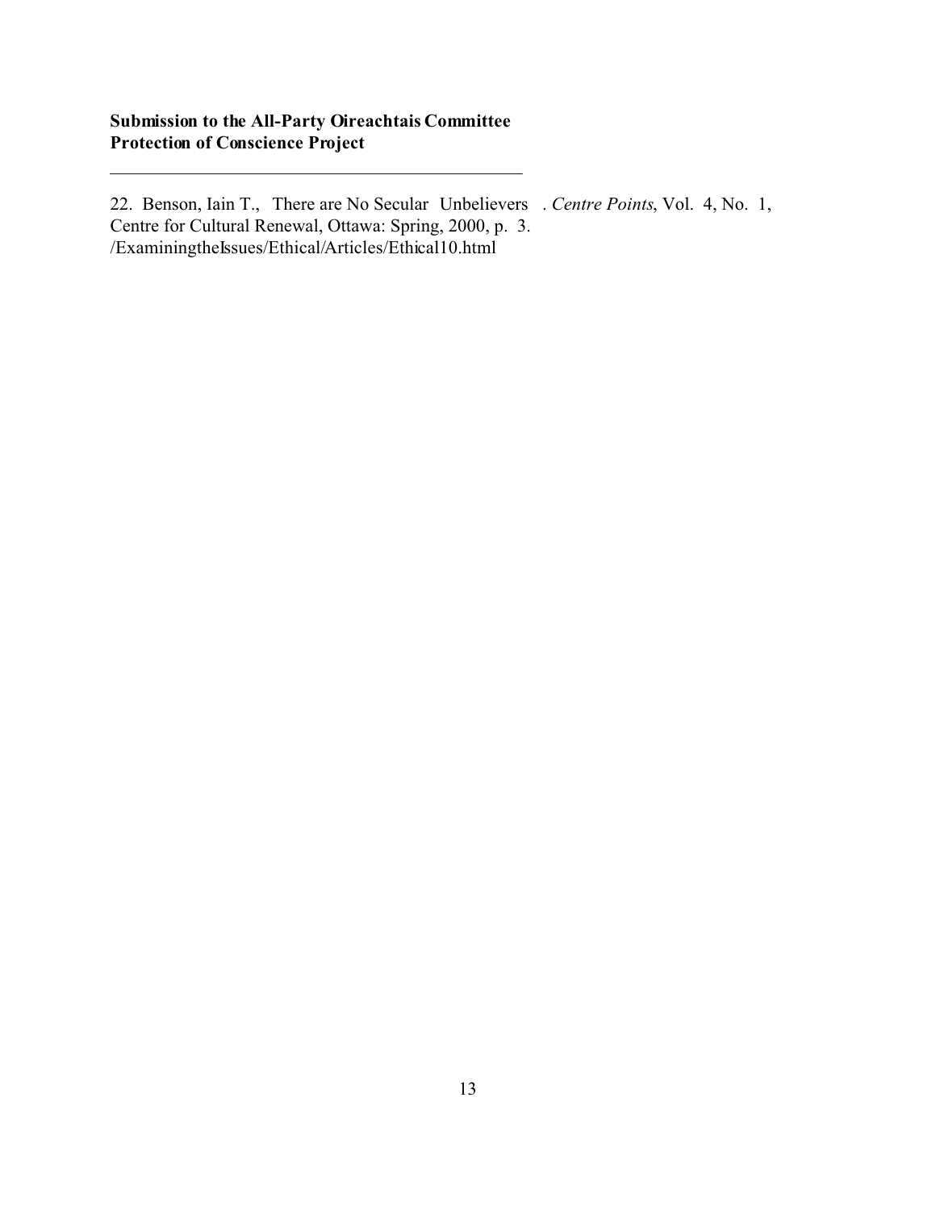22. Benson, Iain T., There are No Secular Unbelievers . *Centre Points*, Vol. 4, No. 1, Centre for Cultural Renewal, Ottawa: Spring, 2000, p. 3. /ExaminingtheIssues/Ethical/Articles/Ethical10.html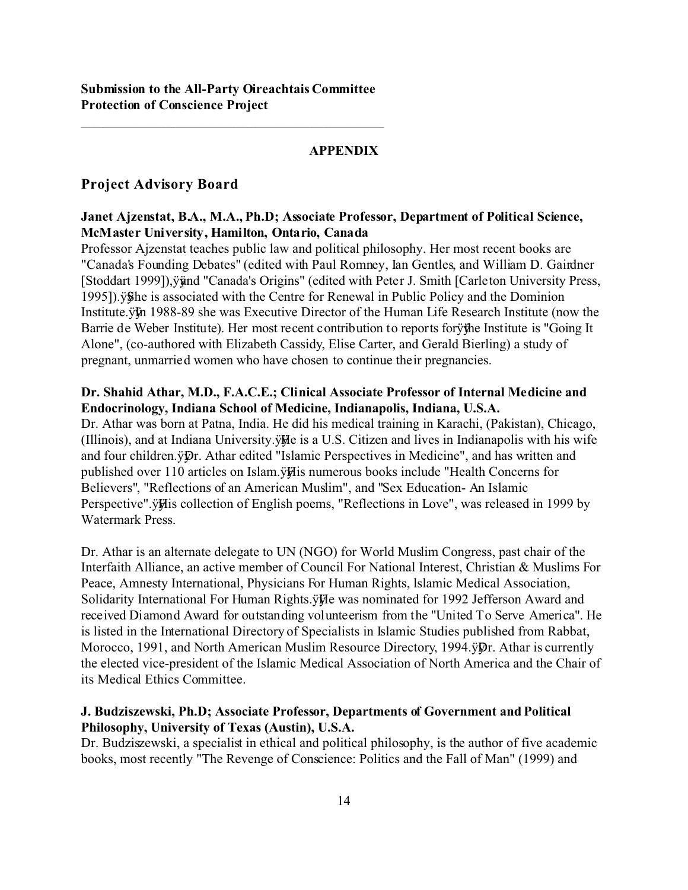**Submission to the All-Party Oireachtais Committee**
**Protection of Conscience Project**

---

**APPENDIX**

## Project Advisory Board

**Janet Ajzenstat, B.A., M.A., Ph.D; Associate Professor, Department of Political Science, McMaster University, Hamilton, Ontario, Canada**

Professor Ajzenstat teaches public law and political philosophy. Her most recent books are "Canada's Founding Debates" (edited with Paul Romney, Ian Gentles, and William D. Gairdner [Stoddart 1999]), and "Canada's Origins" (edited with Peter J. Smith [Carleton University Press, 1995]). She is associated with the Centre for Renewal in Public Policy and the Dominion Institute. In 1988-89 she was Executive Director of the Human Life Research Institute (now the Barrie de Weber Institute). Her most recent contribution to reports for the Institute is "Going It Alone", (co-authored with Elizabeth Cassidy, Elise Carter, and Gerald Bierling) a study of pregnant, unmarried women who have chosen to continue their pregnancies.

**Dr. Shahid Athar, M.D., F.A.C.E.; Clinical Associate Professor of Internal Medicine and Endocrinology, Indiana School of Medicine, Indianapolis, Indiana, U.S.A.**

Dr. Athar was born at Patna, India. He did his medical training in Karachi, (Pakistan), Chicago, (Illinois), and at Indiana University. He is a U.S. Citizen and lives in Indianapolis with his wife and four children. Dr. Athar edited "Islamic Perspectives in Medicine", and has written and published over 110 articles on Islam. His numerous books include "Health Concerns for Believers", "Reflections of an American Muslim", and "Sex Education- An Islamic Perspective". His collection of English poems, "Reflections in Love", was released in 1999 by Watermark Press.

Dr. Athar is an alternate delegate to UN (NGO) for World Muslim Congress, past chair of the Interfaith Alliance, an active member of Council For National Interest, Christian & Muslims For Peace, Amnesty International, Physicians For Human Rights, lslamic Medical Association, Solidarity International For Human Rights. He was nominated for 1992 Jefferson Award and received Diamond Award for outstanding volunteerism from the "United To Serve America". He is listed in the International Directory of Specialists in Islamic Studies published from Rabbat, Morocco, 1991, and North American Muslim Resource Directory, 1994. Dr. Athar is currently the elected vice-president of the Islamic Medical Association of North America and the Chair of its Medical Ethics Committee.

**J. Budziszewski, Ph.D; Associate Professor, Departments of Government and Political Philosophy, University of Texas (Austin), U.S.A.**

Dr. Budziszewski, a specialist in ethical and political philosophy, is the author of five academic books, most recently "The Revenge of Conscience: Politics and the Fall of Man" (1999) and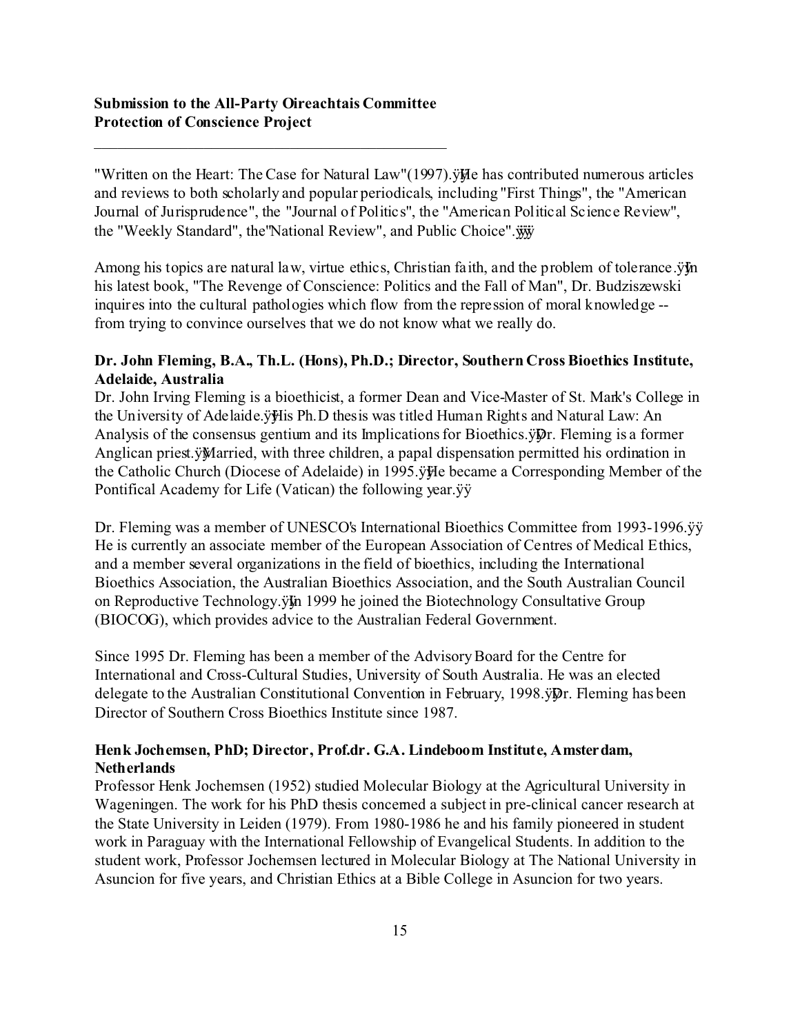"Written on the Heart: The Case for Natural Law"(1997).ÿÿHe has contributed numerous articles and reviews to both scholarly and popular periodicals, including "First Things", the "American Journal of Jurisprudence", the "Journal of Politics", the "American Political Science Review", the "Weekly Standard", the"National Review", and Public Choice".ÿÿÿ

Among his topics are natural law, virtue ethics, Christian faith, and the problem of tolerance.ÿÿIn his latest book, "The Revenge of Conscience: Politics and the Fall of Man", Dr. Budziszewski inquires into the cultural pathologies which flow from the repression of moral knowledge -- from trying to convince ourselves that we do not know what we really do.

**Dr. John Fleming, B.A., Th.L. (Hons), Ph.D.; Director, Southern Cross Bioethics Institute, Adelaide, Australia**

Dr. John Irving Fleming is a bioethicist, a former Dean and Vice-Master of St. Mark's College in the University of Adelaide.ÿÿHis Ph.D thesis was titled Human Rights and Natural Law: An Analysis of the consensus gentium and its Implications for Bioethics.ÿÿDr. Fleming is a former Anglican priest.ÿÿMarried, with three children, a papal dispensation permitted his ordination in the Catholic Church (Diocese of Adelaide) in 1995.ÿÿHe became a Corresponding Member of the Pontifical Academy for Life (Vatican) the following year.ÿÿ

Dr. Fleming was a member of UNESCO's International Bioethics Committee from 1993-1996.ÿÿ He is currently an associate member of the European Association of Centres of Medical Ethics, and a member several organizations in the field of bioethics, including the International Bioethics Association, the Australian Bioethics Association, and the South Australian Council on Reproductive Technology.ÿÿIn 1999 he joined the Biotechnology Consultative Group (BIOCOG), which provides advice to the Australian Federal Government.

Since 1995 Dr. Fleming has been a member of the Advisory Board for the Centre for International and Cross-Cultural Studies, University of South Australia. He was an elected delegate to the Australian Constitutional Convention in February, 1998.ÿÿDr. Fleming has been Director of Southern Cross Bioethics Institute since 1987.

**Henk Jochemsen, PhD; Director, Prof.dr. G.A. Lindeboom Institute, Amsterdam, Netherlands**

Professor Henk Jochemsen (1952) studied Molecular Biology at the Agricultural University in Wageningen. The work for his PhD thesis concerned a subject in pre-clinical cancer research at the State University in Leiden (1979). From 1980-1986 he and his family pioneered in student work in Paraguay with the International Fellowship of Evangelical Students. In addition to the student work, Professor Jochemsen lectured in Molecular Biology at The National University in Asuncion for five years, and Christian Ethics at a Bible College in Asuncion for two years.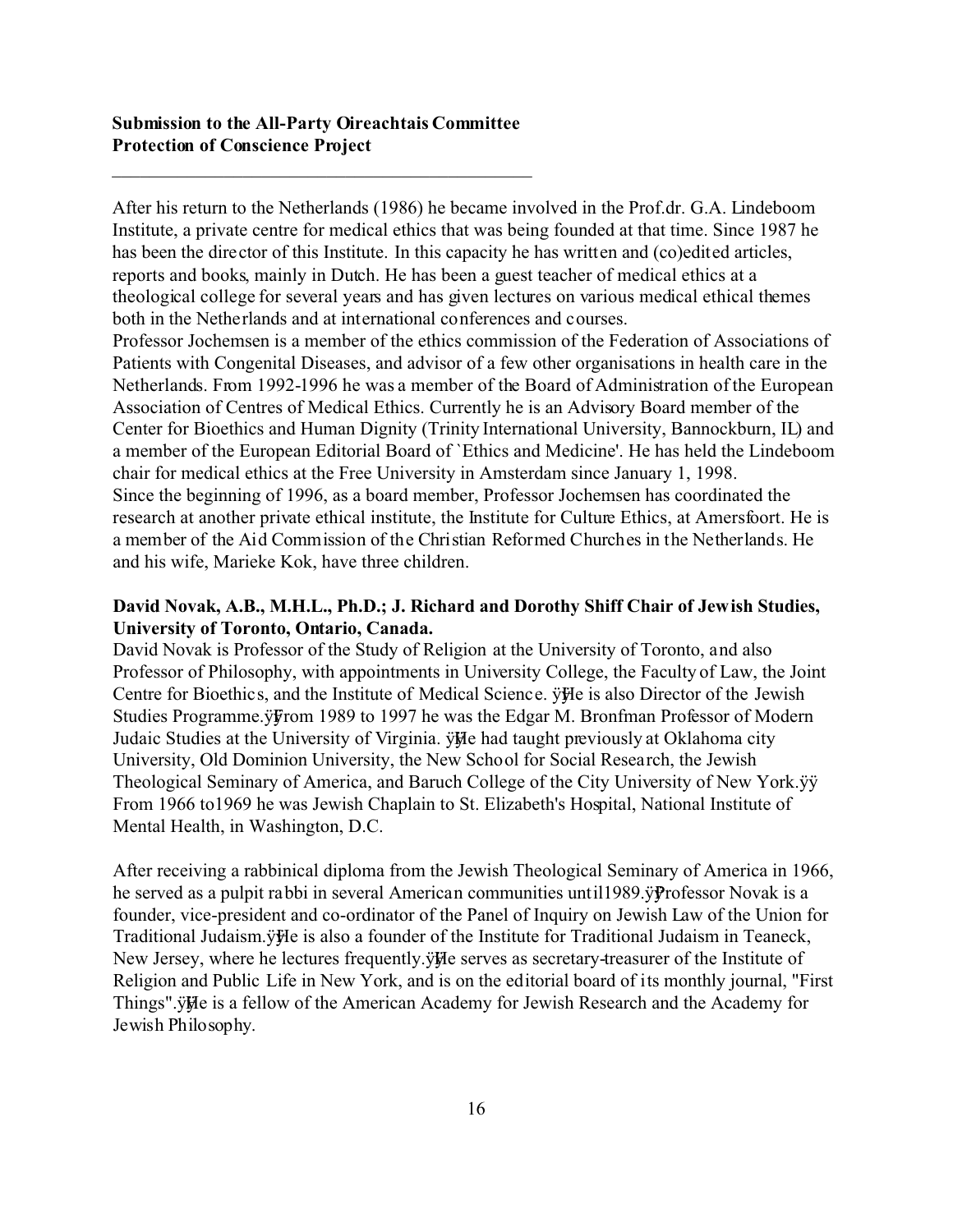After his return to the Netherlands (1986) he became involved in the Prof.dr. G.A. Lindeboom Institute, a private centre for medical ethics that was being founded at that time. Since 1987 he has been the director of this Institute. In this capacity he has written and (co)edited articles, reports and books, mainly in Dutch. He has been a guest teacher of medical ethics at a theological college for several years and has given lectures on various medical ethical themes both in the Netherlands and at international conferences and courses.
Professor Jochemsen is a member of the ethics commission of the Federation of Associations of Patients with Congenital Diseases, and advisor of a few other organisations in health care in the Netherlands. From 1992-1996 he was a member of the Board of Administration of the European Association of Centres of Medical Ethics. Currently he is an Advisory Board member of the Center for Bioethics and Human Dignity (Trinity International University, Bannockburn, IL) and a member of the European Editorial Board of `Ethics and Medicine'. He has held the Lindeboom chair for medical ethics at the Free University in Amsterdam since January 1, 1998.
Since the beginning of 1996, as a board member, Professor Jochemsen has coordinated the research at another private ethical institute, the Institute for Culture Ethics, at Amersfoort. He is a member of the Aid Commission of the Christian Reformed Churches in the Netherlands. He and his wife, Marieke Kok, have three children.

**David Novak, A.B., M.H.L., Ph.D.; J. Richard and Dorothy Shiff Chair of Jewish Studies, University of Toronto, Ontario, Canada.**
David Novak is Professor of the Study of Religion at the University of Toronto, and also Professor of Philosophy, with appointments in University College, the Faculty of Law, the Joint Centre for Bioethics, and the Institute of Medical Science. ÿÿHe is also Director of the Jewish Studies Programme.ÿÿFrom 1989 to 1997 he was the Edgar M. Bronfman Professor of Modern Judaic Studies at the University of Virginia. ÿÿHe had taught previously at Oklahoma city University, Old Dominion University, the New School for Social Research, the Jewish Theological Seminary of America, and Baruch College of the City University of New York.ÿÿ From 1966 to1969 he was Jewish Chaplain to St. Elizabeth's Hospital, National Institute of Mental Health, in Washington, D.C.

After receiving a rabbinical diploma from the Jewish Theological Seminary of America in 1966, he served as a pulpit rabbi in several American communities until1989.ÿÿProfessor Novak is a founder, vice-president and co-ordinator of the Panel of Inquiry on Jewish Law of the Union for Traditional Judaism.ÿÿHe is also a founder of the Institute for Traditional Judaism in Teaneck, New Jersey, where he lectures frequently.ÿÿHe serves as secretary-treasurer of the Institute of Religion and Public Life in New York, and is on the editorial board of its monthly journal, "First Things".ÿÿHe is a fellow of the American Academy for Jewish Research and the Academy for Jewish Philosophy.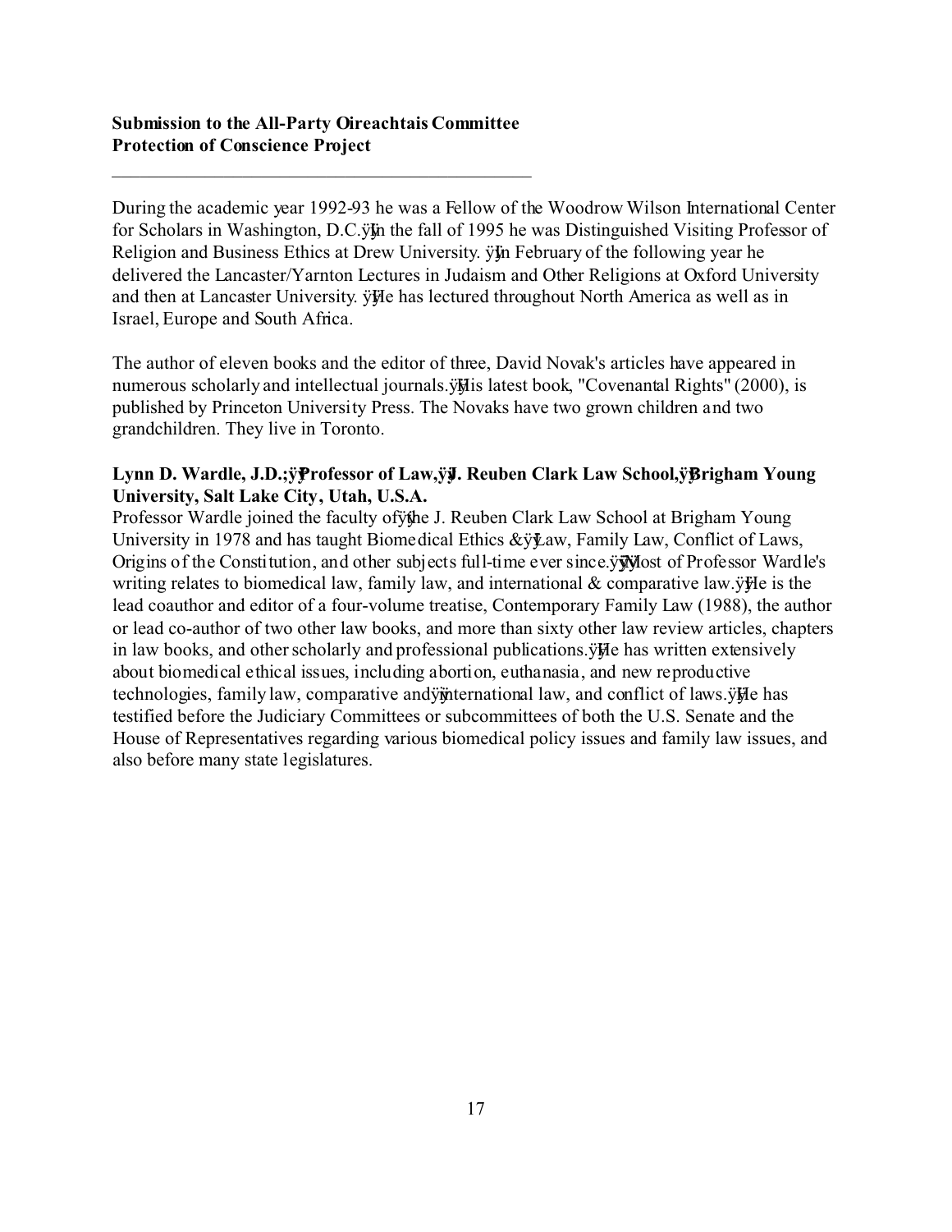During the academic year 1992-93 he was a Fellow of the Woodrow Wilson International Center for Scholars in Washington, D.C. In the fall of 1995 he was Distinguished Visiting Professor of Religion and Business Ethics at Drew University. In February of the following year he delivered the Lancaster/Yarnton Lectures in Judaism and Other Religions at Oxford University and then at Lancaster University. He has lectured throughout North America as well as in Israel, Europe and South Africa.

The author of eleven books and the editor of three, David Novak's articles have appeared in numerous scholarly and intellectual journals. His latest book, "Covenantal Rights" (2000), is published by Princeton University Press. The Novaks have two grown children and two grandchildren. They live in Toronto.

**Lynn D. Wardle, J.D.; Professor of Law, J. Reuben Clark Law School, Brigham Young University, Salt Lake City, Utah, U.S.A.**

Professor Wardle joined the faculty of the J. Reuben Clark Law School at Brigham Young University in 1978 and has taught Biomedical Ethics & Law, Family Law, Conflict of Laws, Origins of the Constitution, and other subjects full-time ever since. Most of Professor Wardle's writing relates to biomedical law, family law, and international & comparative law. He is the lead coauthor and editor of a four-volume treatise, Contemporary Family Law (1988), the author or lead co-author of two other law books, and more than sixty other law review articles, chapters in law books, and other scholarly and professional publications. He has written extensively about biomedical ethical issues, including abortion, euthanasia, and new reproductive technologies, family law, comparative and international law, and conflict of laws. He has testified before the Judiciary Committees or subcommittees of both the U.S. Senate and the House of Representatives regarding various biomedical policy issues and family law issues, and also before many state legislatures.